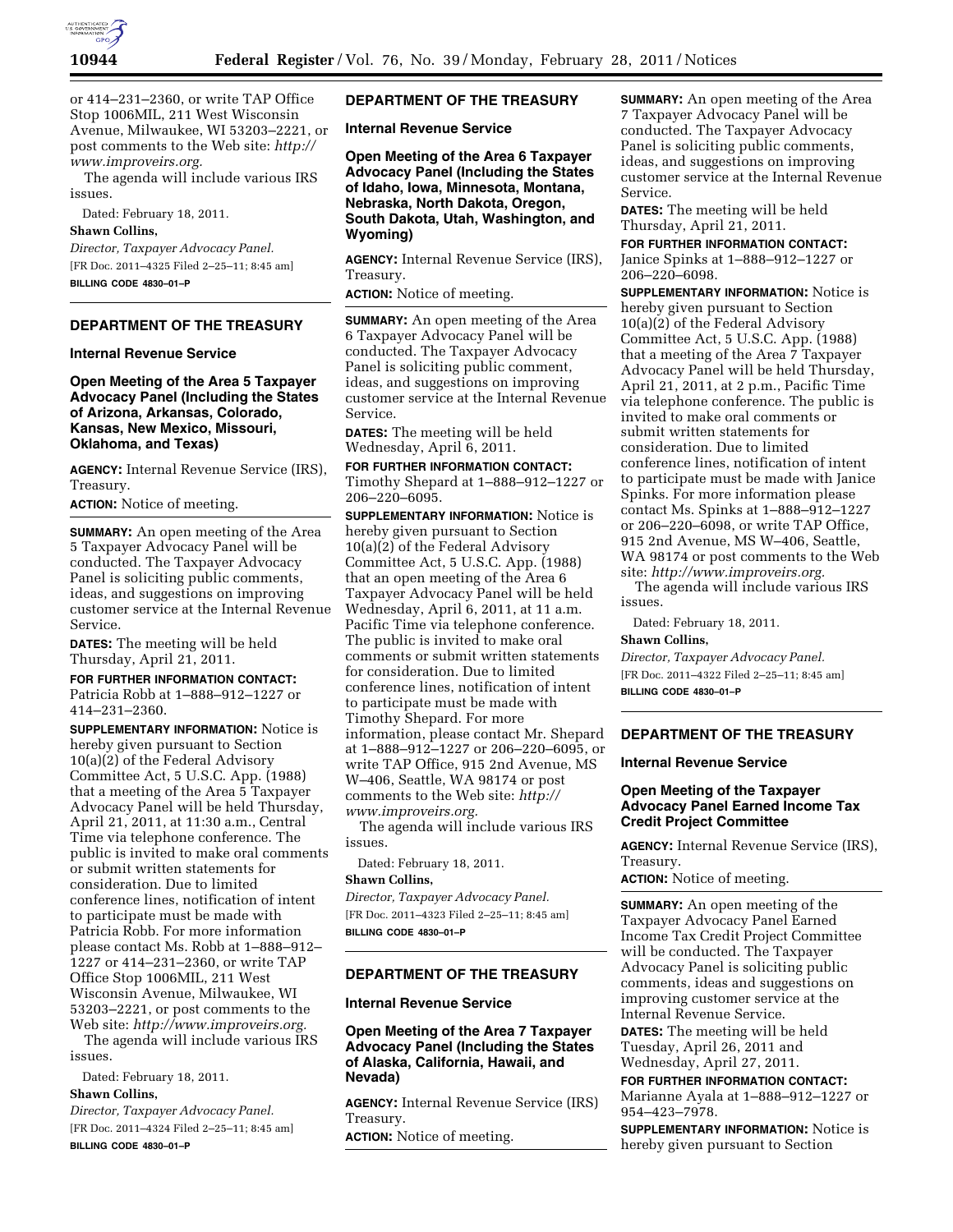or 414–231–2360, or write TAP Office Stop 1006MIL, 211 West Wisconsin Avenue, Milwaukee, WI 53203–2221, or post comments to the Web site: *http://www.improveirs.org.*

The agenda will include various IRS issues.

Dated: February 18, 2011.

**Shawn Collins,**

*Director, Taxpayer Advocacy Panel.*

[FR Doc. 2011–4325 Filed 2–25–11; 8:45 am]

**BILLING CODE 4830–01–P**

## DEPARTMENT OF THE TREASURY

### Internal Revenue Service

### Open Meeting of the Area 5 Taxpayer Advocacy Panel (Including the States of Arizona, Arkansas, Colorado, Kansas, New Mexico, Missouri, Oklahoma, and Texas)

**AGENCY:** Internal Revenue Service (IRS), Treasury.

**ACTION:** Notice of meeting.

**SUMMARY:** An open meeting of the Area 5 Taxpayer Advocacy Panel will be conducted. The Taxpayer Advocacy Panel is soliciting public comments, ideas, and suggestions on improving customer service at the Internal Revenue Service.

**DATES:** The meeting will be held Thursday, April 21, 2011.

**FOR FURTHER INFORMATION CONTACT:** Patricia Robb at 1–888–912–1227 or 414–231–2360.

**SUPPLEMENTARY INFORMATION:** Notice is hereby given pursuant to Section 10(a)(2) of the Federal Advisory Committee Act, 5 U.S.C. App. (1988) that a meeting of the Area 5 Taxpayer Advocacy Panel will be held Thursday, April 21, 2011, at 11:30 a.m., Central Time via telephone conference. The public is invited to make oral comments or submit written statements for consideration. Due to limited conference lines, notification of intent to participate must be made with Patricia Robb. For more information please contact Ms. Robb at 1–888–912–1227 or 414–231–2360, or write TAP Office Stop 1006MIL, 211 West Wisconsin Avenue, Milwaukee, WI 53203–2221, or post comments to the Web site: *http://www.improveirs.org.*

The agenda will include various IRS issues.

Dated: February 18, 2011.

**Shawn Collins,**

*Director, Taxpayer Advocacy Panel.*

[FR Doc. 2011–4324 Filed 2–25–11; 8:45 am]

**BILLING CODE 4830–01–P**

## DEPARTMENT OF THE TREASURY

### Internal Revenue Service

### Open Meeting of the Area 6 Taxpayer Advocacy Panel (Including the States of Idaho, Iowa, Minnesota, Montana, Nebraska, North Dakota, Oregon, South Dakota, Utah, Washington, and Wyoming)

**AGENCY:** Internal Revenue Service (IRS), Treasury.

**ACTION:** Notice of meeting.

**SUMMARY:** An open meeting of the Area 6 Taxpayer Advocacy Panel will be conducted. The Taxpayer Advocacy Panel is soliciting public comment, ideas, and suggestions on improving customer service at the Internal Revenue Service.

**DATES:** The meeting will be held Wednesday, April 6, 2011.

**FOR FURTHER INFORMATION CONTACT:** Timothy Shepard at 1–888–912–1227 or 206–220–6095.

**SUPPLEMENTARY INFORMATION:** Notice is hereby given pursuant to Section 10(a)(2) of the Federal Advisory Committee Act, 5 U.S.C. App. (1988) that an open meeting of the Area 6 Taxpayer Advocacy Panel will be held Wednesday, April 6, 2011, at 11 a.m. Pacific Time via telephone conference. The public is invited to make oral comments or submit written statements for consideration. Due to limited conference lines, notification of intent to participate must be made with Timothy Shepard. For more information, please contact Mr. Shepard at 1–888–912–1227 or 206–220–6095, or write TAP Office, 915 2nd Avenue, MS W–406, Seattle, WA 98174 or post comments to the Web site: *http://www.improveirs.org.*

The agenda will include various IRS issues.

Dated: February 18, 2011.

**Shawn Collins,**

*Director, Taxpayer Advocacy Panel.*

[FR Doc. 2011–4323 Filed 2–25–11; 8:45 am]

**BILLING CODE 4830–01–P**

## DEPARTMENT OF THE TREASURY

### Internal Revenue Service

### Open Meeting of the Area 7 Taxpayer Advocacy Panel (Including the States of Alaska, California, Hawaii, and Nevada)

**AGENCY:** Internal Revenue Service (IRS) Treasury.

**ACTION:** Notice of meeting.

**SUMMARY:** An open meeting of the Area 7 Taxpayer Advocacy Panel will be conducted. The Taxpayer Advocacy Panel is soliciting public comments, ideas, and suggestions on improving customer service at the Internal Revenue Service.

**DATES:** The meeting will be held Thursday, April 21, 2011.

**FOR FURTHER INFORMATION CONTACT:** Janice Spinks at 1–888–912–1227 or 206–220–6098.

**SUPPLEMENTARY INFORMATION:** Notice is hereby given pursuant to Section 10(a)(2) of the Federal Advisory Committee Act, 5 U.S.C. App. (1988) that a meeting of the Area 7 Taxpayer Advocacy Panel will be held Thursday, April 21, 2011, at 2 p.m., Pacific Time via telephone conference. The public is invited to make oral comments or submit written statements for consideration. Due to limited conference lines, notification of intent to participate must be made with Janice Spinks. For more information please contact Ms. Spinks at 1–888–912–1227 or 206–220–6098, or write TAP Office, 915 2nd Avenue, MS W–406, Seattle, WA 98174 or post comments to the Web site: *http://www.improveirs.org.*

The agenda will include various IRS issues.

Dated: February 18, 2011.

**Shawn Collins,**

*Director, Taxpayer Advocacy Panel.*

[FR Doc. 2011–4322 Filed 2–25–11; 8:45 am]

**BILLING CODE 4830–01–P**

## DEPARTMENT OF THE TREASURY

### Internal Revenue Service

### Open Meeting of the Taxpayer Advocacy Panel Earned Income Tax Credit Project Committee

**AGENCY:** Internal Revenue Service (IRS), Treasury.

**ACTION:** Notice of meeting.

**SUMMARY:** An open meeting of the Taxpayer Advocacy Panel Earned Income Tax Credit Project Committee will be conducted. The Taxpayer Advocacy Panel is soliciting public comments, ideas and suggestions on improving customer service at the Internal Revenue Service.

**DATES:** The meeting will be held Tuesday, April 26, 2011 and Wednesday, April 27, 2011.

**FOR FURTHER INFORMATION CONTACT:** Marianne Ayala at 1–888–912–1227 or 954–423–7978.

**SUPPLEMENTARY INFORMATION:** Notice is hereby given pursuant to Section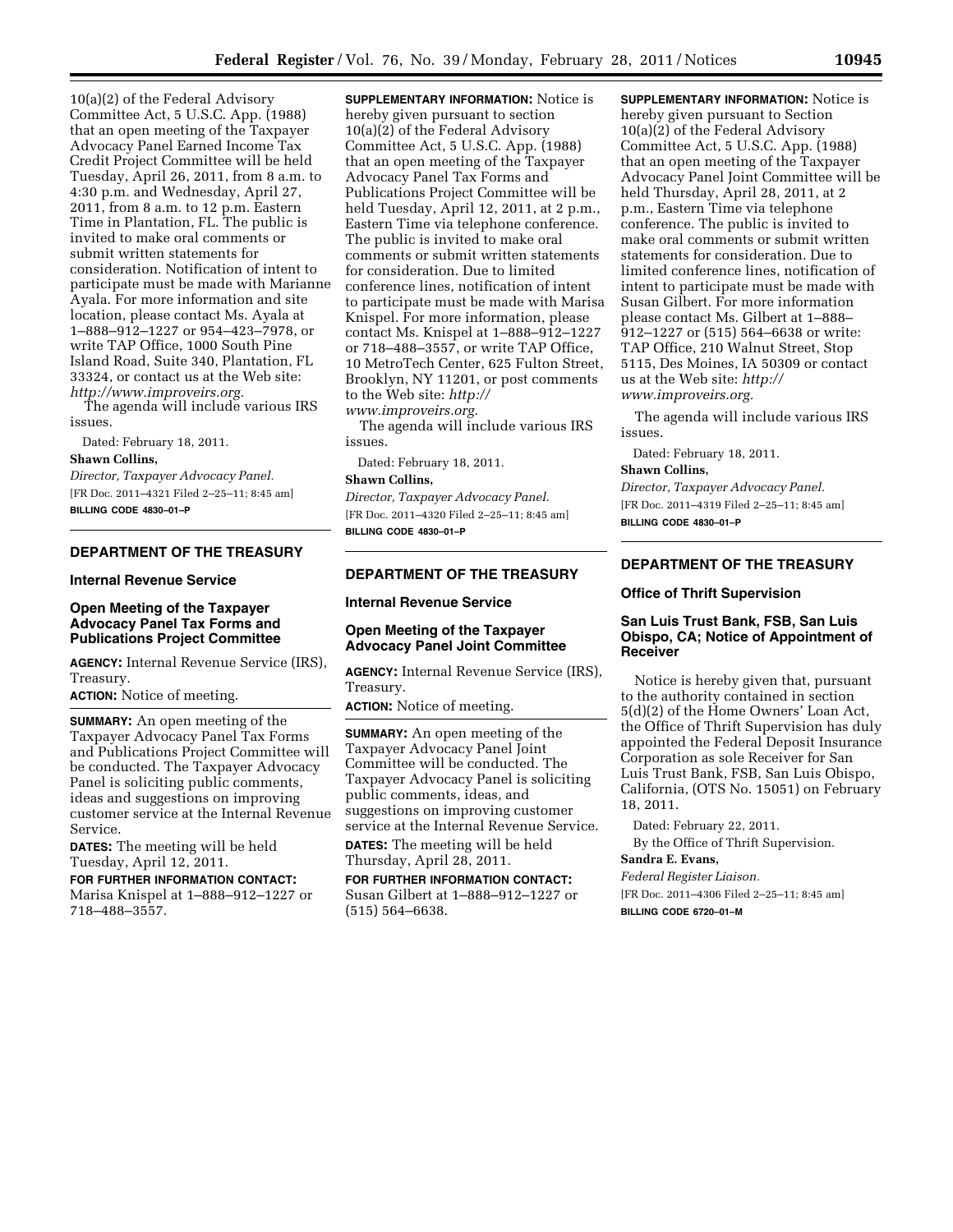10(a)(2) of the Federal Advisory Committee Act, 5 U.S.C. App. (1988) that an open meeting of the Taxpayer Advocacy Panel Earned Income Tax Credit Project Committee will be held Tuesday, April 26, 2011, from 8 a.m. to 4:30 p.m. and Wednesday, April 27, 2011, from 8 a.m. to 12 p.m. Eastern Time in Plantation, FL. The public is invited to make oral comments or submit written statements for consideration. Notification of intent to participate must be made with Marianne Ayala. For more information and site location, please contact Ms. Ayala at 1–888–912–1227 or 954–423–7978, or write TAP Office, 1000 South Pine Island Road, Suite 340, Plantation, FL 33324, or contact us at the Web site: *http://www.improveirs.org.*

The agenda will include various IRS issues.

Dated: February 18, 2011.

**Shawn Collins,**

*Director, Taxpayer Advocacy Panel.*

[FR Doc. 2011–4321 Filed 2–25–11; 8:45 am]

**BILLING CODE 4830–01–P**

---

## DEPARTMENT OF THE TREASURY

### Internal Revenue Service

### Open Meeting of the Taxpayer Advocacy Panel Tax Forms and Publications Project Committee

**AGENCY:** Internal Revenue Service (IRS), Treasury.

**ACTION:** Notice of meeting.

**SUMMARY:** An open meeting of the Taxpayer Advocacy Panel Tax Forms and Publications Project Committee will be conducted. The Taxpayer Advocacy Panel is soliciting public comments, ideas and suggestions on improving customer service at the Internal Revenue Service.

**DATES:** The meeting will be held Tuesday, April 12, 2011.

**FOR FURTHER INFORMATION CONTACT:** Marisa Knispel at 1–888–912–1227 or 718–488–3557.

**SUPPLEMENTARY INFORMATION:** Notice is hereby given pursuant to section 10(a)(2) of the Federal Advisory Committee Act, 5 U.S.C. App. (1988) that an open meeting of the Taxpayer Advocacy Panel Tax Forms and Publications Project Committee will be held Tuesday, April 12, 2011, at 2 p.m., Eastern Time via telephone conference. The public is invited to make oral comments or submit written statements for consideration. Due to limited conference lines, notification of intent to participate must be made with Marisa Knispel. For more information, please contact Ms. Knispel at 1–888–912–1227 or 718–488–3557, or write TAP Office, 10 MetroTech Center, 625 Fulton Street, Brooklyn, NY 11201, or post comments to the Web site: *http://www.improveirs.org.*

The agenda will include various IRS issues.

Dated: February 18, 2011.

**Shawn Collins,**

*Director, Taxpayer Advocacy Panel.*

[FR Doc. 2011–4320 Filed 2–25–11; 8:45 am]

**BILLING CODE 4830–01–P**

---

## DEPARTMENT OF THE TREASURY

### Internal Revenue Service

### Open Meeting of the Taxpayer Advocacy Panel Joint Committee

**AGENCY:** Internal Revenue Service (IRS), Treasury.

**ACTION:** Notice of meeting.

**SUMMARY:** An open meeting of the Taxpayer Advocacy Panel Joint Committee will be conducted. The Taxpayer Advocacy Panel is soliciting public comments, ideas, and suggestions on improving customer service at the Internal Revenue Service.

**DATES:** The meeting will be held Thursday, April 28, 2011.

**FOR FURTHER INFORMATION CONTACT:** Susan Gilbert at 1–888–912–1227 or (515) 564–6638.

**SUPPLEMENTARY INFORMATION:** Notice is hereby given pursuant to Section 10(a)(2) of the Federal Advisory Committee Act, 5 U.S.C. App. (1988) that an open meeting of the Taxpayer Advocacy Panel Joint Committee will be held Thursday, April 28, 2011, at 2 p.m., Eastern Time via telephone conference. The public is invited to make oral comments or submit written statements for consideration. Due to limited conference lines, notification of intent to participate must be made with Susan Gilbert. For more information please contact Ms. Gilbert at 1–888–912–1227 or (515) 564–6638 or write: TAP Office, 210 Walnut Street, Stop 5115, Des Moines, IA 50309 or contact us at the Web site: *http://www.improveirs.org.*

The agenda will include various IRS issues.

Dated: February 18, 2011.

**Shawn Collins,**

*Director, Taxpayer Advocacy Panel.*

[FR Doc. 2011–4319 Filed 2–25–11; 8:45 am]

**BILLING CODE 4830–01–P**

---

## DEPARTMENT OF THE TREASURY

### Office of Thrift Supervision

### San Luis Trust Bank, FSB, San Luis Obispo, CA; Notice of Appointment of Receiver

Notice is hereby given that, pursuant to the authority contained in section 5(d)(2) of the Home Owners' Loan Act, the Office of Thrift Supervision has duly appointed the Federal Deposit Insurance Corporation as sole Receiver for San Luis Trust Bank, FSB, San Luis Obispo, California, (OTS No. 15051) on February 18, 2011.

Dated: February 22, 2011.

By the Office of Thrift Supervision.

**Sandra E. Evans,**

*Federal Register Liaison.*

[FR Doc. 2011–4306 Filed 2–25–11; 8:45 am]

**BILLING CODE 6720–01–M**